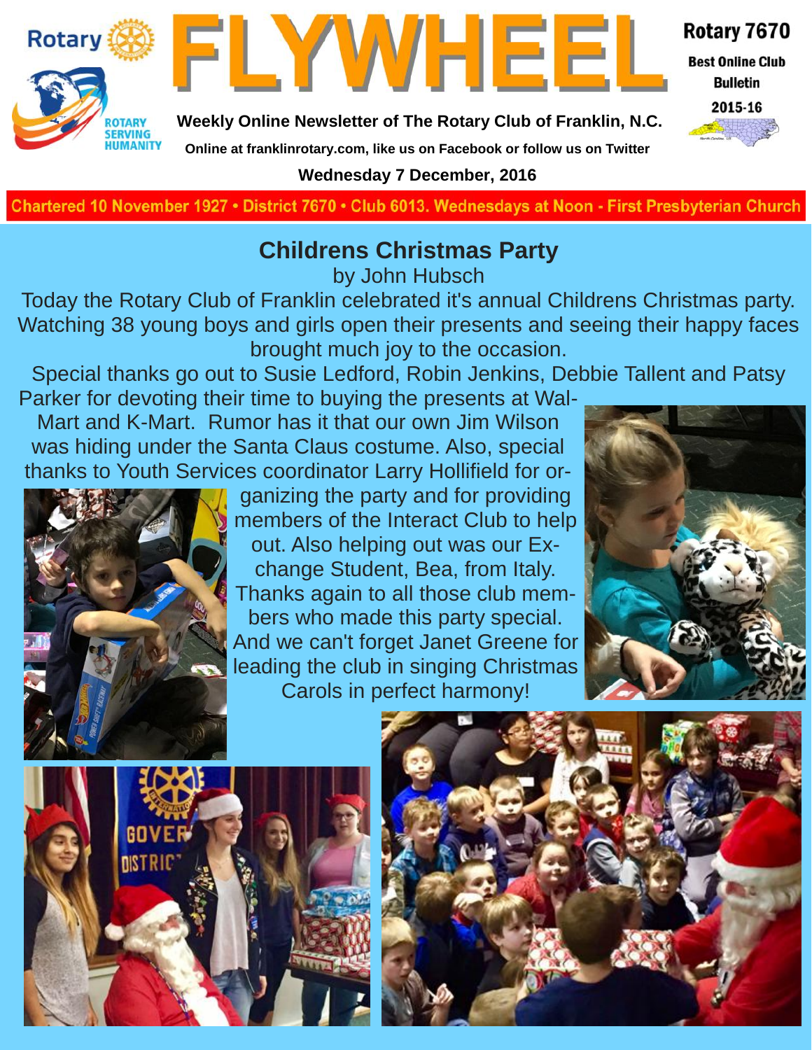# FLYWHEEL

Rotary 7670 Best Online Club Bulletin 2015-16

**Weekly Online Newsletter of The Rotary Club of Franklin, N.C.**

**Online at franklinrotary.com, like us on Facebook or follow us on Twitter**

**Wednesday 7 December, 2016**

**Chartered 10 November 1927 • District 7670 • Club 6013. Wednesdays at Noon - First Presbyterian Church**

## Childrens Christmas Party

by John Hubsch

Today the Rotary Club of Franklin celebrated it's annual Childrens Christmas party. Watching 38 young boys and girls open their presents and seeing their happy faces brought much joy to the occasion.

Special thanks go out to Susie Ledford, Robin Jenkins, Debbie Tallent and Patsy Parker for devoting their time to buying the presents at Wal-Mart and K-Mart. Rumor has it that our own Jim Wilson was hiding under the Santa Claus costume. Also, special thanks to Youth Services coordinator Larry Hollifield for organizing the party and for providing members of the Interact Club to help out. Also helping out was our Exchange Student, Bea, from Italy. Thanks again to all those club members who made this party special. And we can't forget Janet Greene for leading the club in singing Christmas Carols in perfect harmony!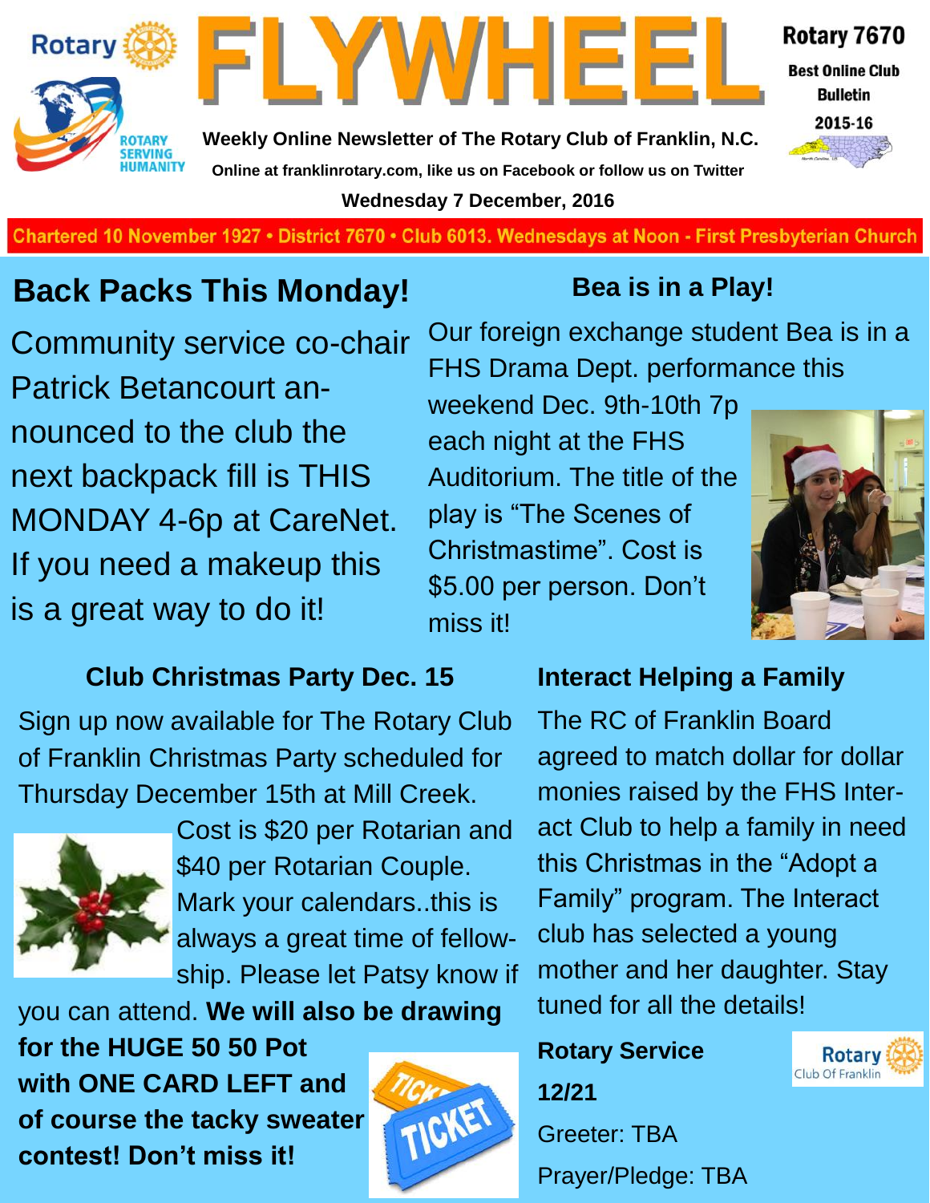Rotary

# FLYWHEEL

Weekly Online Newsletter of The Rotary Club of Franklin, N.C.

Online at franklinrotary.com, like us on Facebook or follow us on Twitter

Wednesday 7 December, 2016

Rotary 7670

Best Online Club Bulletin

2015-16

Chartered 10 November 1927 • District 7670 • Club 6013. Wednesdays at Noon - First Presbyterian Church

## Back Packs This Monday!

Community service co-chair Patrick Betancourt announced to the club the next backpack fill is THIS MONDAY 4-6p at CareNet. If you need a makeup this is a great way to do it!

## Bea is in a Play!

Our foreign exchange student Bea is in a FHS Drama Dept. performance this weekend Dec. 9th-10th 7p each night at the FHS Auditorium. The title of the play is "The Scenes of Christmastime". Cost is $5.00 per person. Don't miss it!

## Club Christmas Party Dec. 15

Sign up now available for The Rotary Club of Franklin Christmas Party scheduled for Thursday December 15th at Mill Creek. Cost is $20 per Rotarian and $40 per Rotarian Couple. Mark your calendars..this is always a great time of fellowship. Please let Patsy know if you can attend. **We will also be drawing for the HUGE 50 50 Pot with ONE CARD LEFT and of course the tacky sweater contest! Don't miss it!**

## Interact Helping a Family

The RC of Franklin Board agreed to match dollar for dollar monies raised by the FHS Interact Club to help a family in need this Christmas in the "Adopt a Family" program. The Interact club has selected a young mother and her daughter. Stay tuned for all the details!

**Rotary Service**

**12/21**

Greeter: TBA

Prayer/Pledge: TBA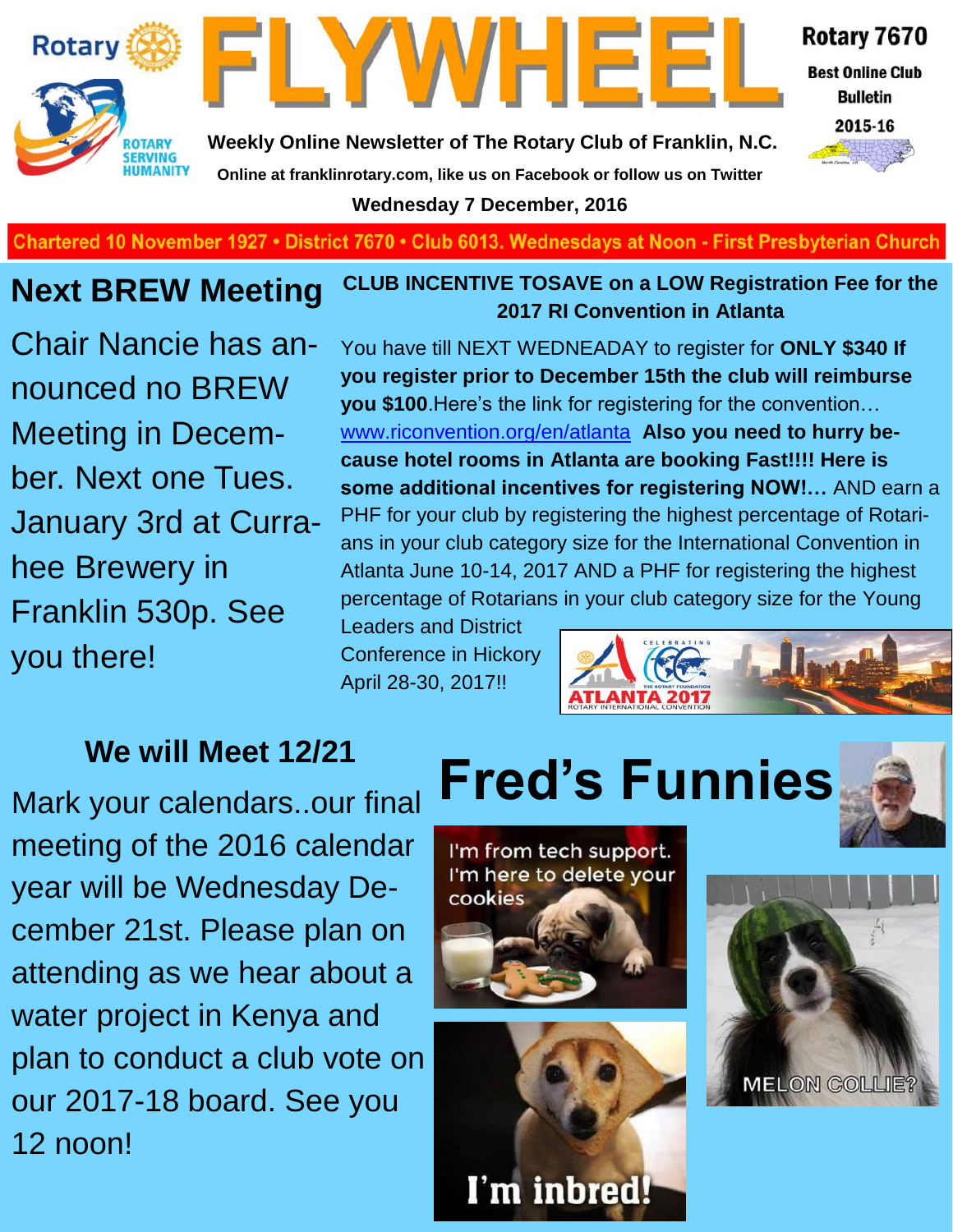# FLYWHEEL

Rotary 7670

Best Online Club Bulletin

2015-16

**Weekly Online Newsletter of The Rotary Club of Franklin, N.C.**

**Online at franklinrotary.com, like us on Facebook or follow us on Twitter**

**Wednesday 7 December, 2016**

Chartered 10 November 1927 • District 7670 • Club 6013. Wednesdays at Noon - First Presbyterian Church

## Next BREW Meeting

Chair Nancie has announced no BREW Meeting in December. Next one Tues. January 3rd at Currahee Brewery in Franklin 530p. See you there!

## CLUB INCENTIVE TOSAVE on a LOW Registration Fee for the 2017 RI Convention in Atlanta

You have till NEXT WEDNEADAY to register for **ONLY $340 If you register prior to December 15th the club will reimburse you $100**.Here's the link for registering for the convention… www.riconvention.org/en/atlanta **Also you need to hurry because hotel rooms in Atlanta are booking Fast!!!! Here is some additional incentives for registering NOW!…** AND earn a PHF for your club by registering the highest percentage of Rotarians in your club category size for the International Convention in Atlanta June 10-14, 2017 AND a PHF for registering the highest percentage of Rotarians in your club category size for the Young Leaders and District Conference in Hickory April 28-30, 2017!!

## We will Meet 12/21

Mark your calendars..our final meeting of the 2016 calendar year will be Wednesday December 21st. Please plan on attending as we hear about a water project in Kenya and plan to conduct a club vote on our 2017-18 board. See you 12 noon!

# Fred's Funnies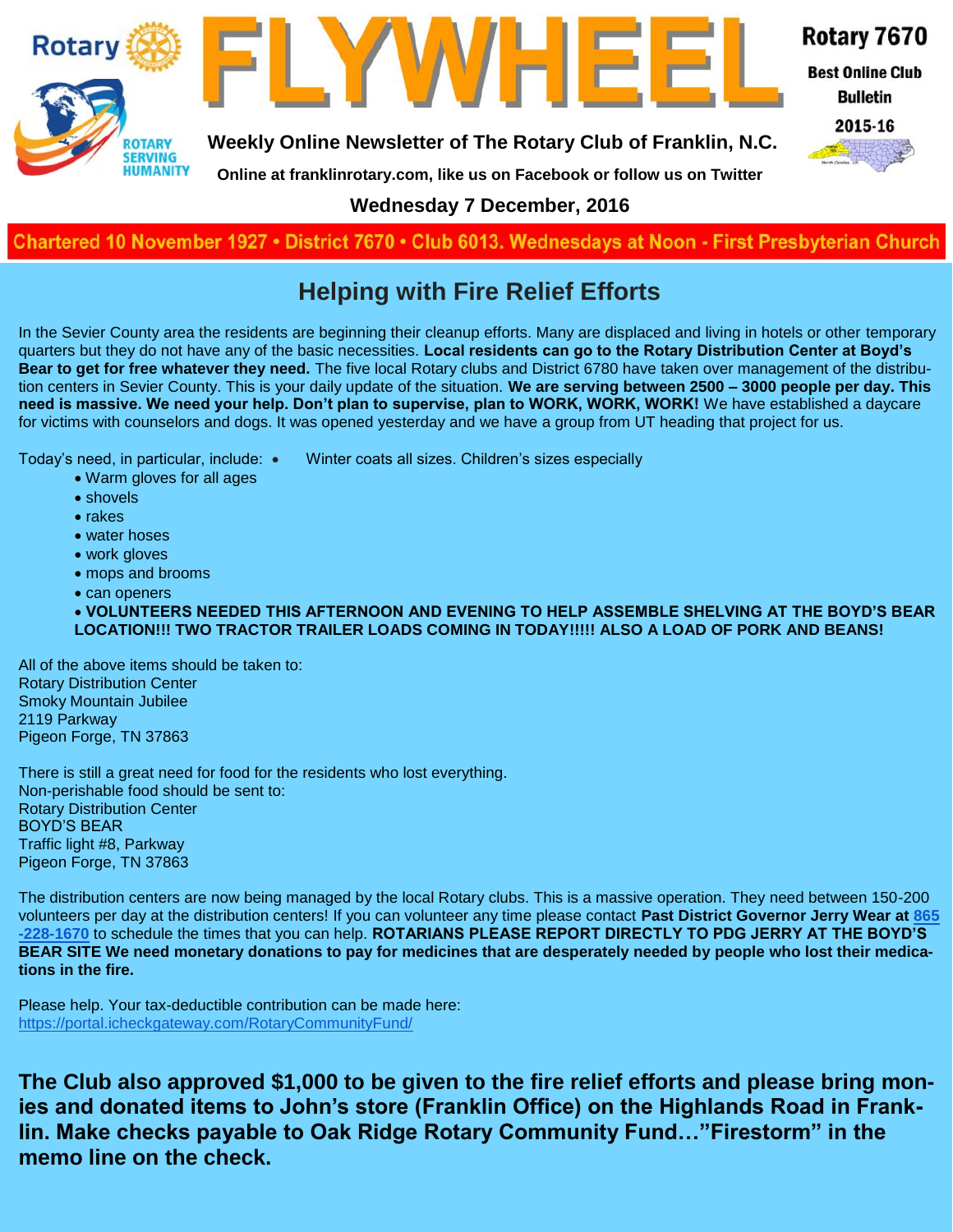# FLYWHEEL

Rotary 7670

Best Online Club Bulletin

2015-16

**Weekly Online Newsletter of The Rotary Club of Franklin, N.C.**

**Online at franklinrotary.com, like us on Facebook or follow us on Twitter**

**Wednesday 7 December, 2016**

**Chartered 10 November 1927 • District 7670 • Club 6013. Wednesdays at Noon - First Presbyterian Church**

## Helping with Fire Relief Efforts

In the Sevier County area the residents are beginning their cleanup efforts. Many are displaced and living in hotels or other temporary quarters but they do not have any of the basic necessities. **Local residents can go to the Rotary Distribution Center at Boyd's Bear to get for free whatever they need.** The five local Rotary clubs and District 6780 have taken over management of the distribution centers in Sevier County. This is your daily update of the situation. **We are serving between 2500 – 3000 people per day. This need is massive. We need your help. Don't plan to supervise, plan to WORK, WORK, WORK!** We have established a daycare for victims with counselors and dogs. It was opened yesterday and we have a group from UT heading that project for us.

Today's need, in particular, include:

- Winter coats all sizes. Children's sizes especially
- Warm gloves for all ages
- shovels
- rakes
- water hoses
- work gloves
- mops and brooms
- can openers
- **VOLUNTEERS NEEDED THIS AFTERNOON AND EVENING TO HELP ASSEMBLE SHELVING AT THE BOYD'S BEAR LOCATION!!! TWO TRACTOR TRAILER LOADS COMING IN TODAY!!!!! ALSO A LOAD OF PORK AND BEANS!**

All of the above items should be taken to:
Rotary Distribution Center
Smoky Mountain Jubilee
2119 Parkway
Pigeon Forge, TN 37863

There is still a great need for food for the residents who lost everything.
Non-perishable food should be sent to:
Rotary Distribution Center
BOYD'S BEAR
Traffic light #8, Parkway
Pigeon Forge, TN 37863

The distribution centers are now being managed by the local Rotary clubs. This is a massive operation. They need between 150-200 volunteers per day at the distribution centers! If you can volunteer any time please contact **Past District Governor Jerry Wear at 865-228-1670** to schedule the times that you can help. **ROTARIANS PLEASE REPORT DIRECTLY TO PDG JERRY AT THE BOYD'S BEAR SITE We need monetary donations to pay for medicines that are desperately needed by people who lost their medications in the fire.**

Please help. Your tax-deductible contribution can be made here:
https://portal.icheckgateway.com/RotaryCommunityFund/

**The Club also approved $1,000 to be given to the fire relief efforts and please bring monies and donated items to John's store (Franklin Office) on the Highlands Road in Franklin. Make checks payable to Oak Ridge Rotary Community Fund…"Firestorm" in the memo line on the check.**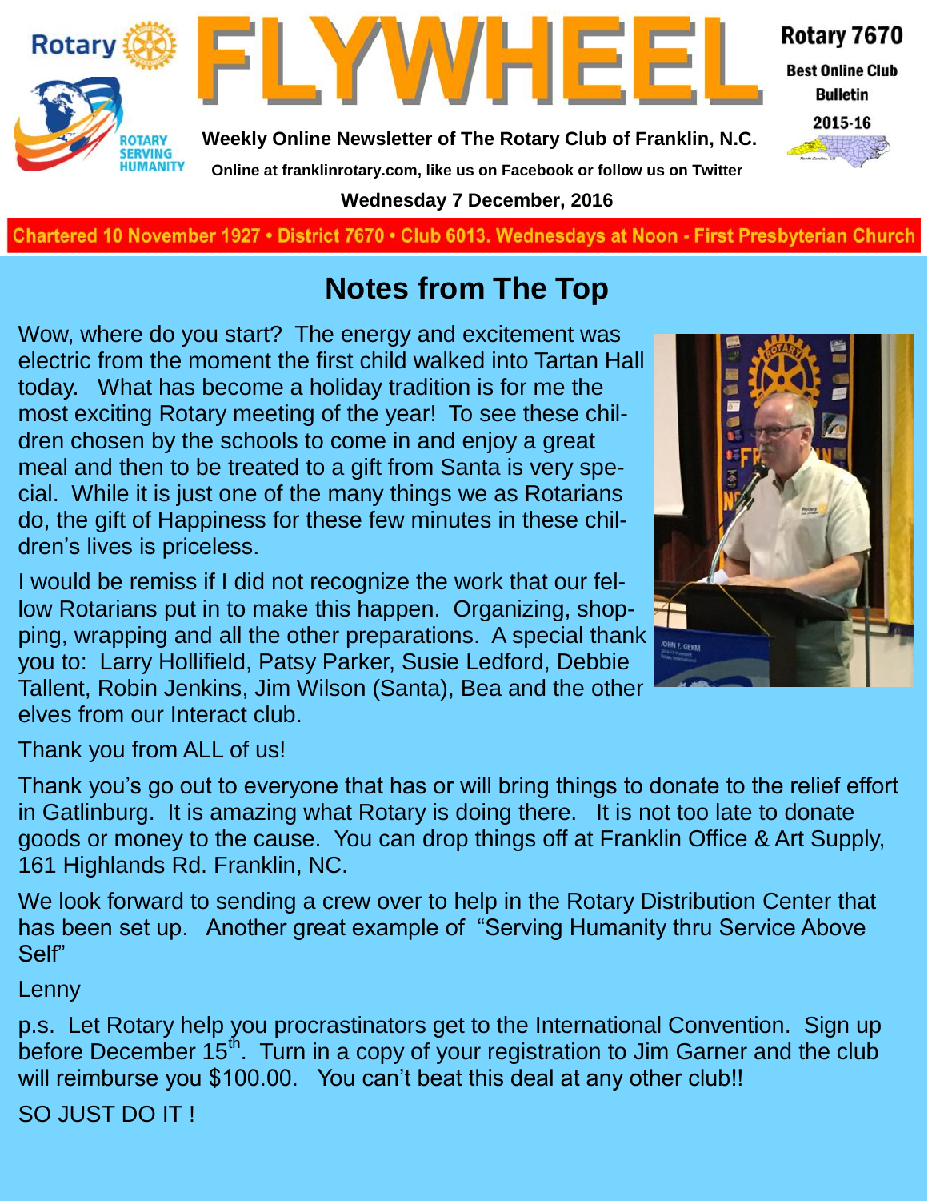# FLYWHEEL

Rotary 7670

Best Online Club Bulletin 2015-16

**Weekly Online Newsletter of The Rotary Club of Franklin, N.C.**

**Online at franklinrotary.com, like us on Facebook or follow us on Twitter**

**Wednesday 7 December, 2016**

Chartered 10 November 1927 • District 7670 • Club 6013. Wednesdays at Noon - First Presbyterian Church

## Notes from The Top

Wow, where do you start? The energy and excitement was electric from the moment the first child walked into Tartan Hall today. What has become a holiday tradition is for me the most exciting Rotary meeting of the year! To see these children chosen by the schools to come in and enjoy a great meal and then to be treated to a gift from Santa is very special. While it is just one of the many things we as Rotarians do, the gift of Happiness for these few minutes in these children's lives is priceless.

I would be remiss if I did not recognize the work that our fellow Rotarians put in to make this happen. Organizing, shopping, wrapping and all the other preparations. A special thank you to: Larry Hollifield, Patsy Parker, Susie Ledford, Debbie Tallent, Robin Jenkins, Jim Wilson (Santa), Bea and the other elves from our Interact club.

Thank you from ALL of us!

Thank you's go out to everyone that has or will bring things to donate to the relief effort in Gatlinburg. It is amazing what Rotary is doing there. It is not too late to donate goods or money to the cause. You can drop things off at Franklin Office & Art Supply, 161 Highlands Rd. Franklin, NC.

We look forward to sending a crew over to help in the Rotary Distribution Center that has been set up. Another great example of "Serving Humanity thru Service Above Self"

Lenny

p.s. Let Rotary help you procrastinators get to the International Convention. Sign up before December 15th. Turn in a copy of your registration to Jim Garner and the club will reimburse you $100.00. You can't beat this deal at any other club!!

SO JUST DO IT !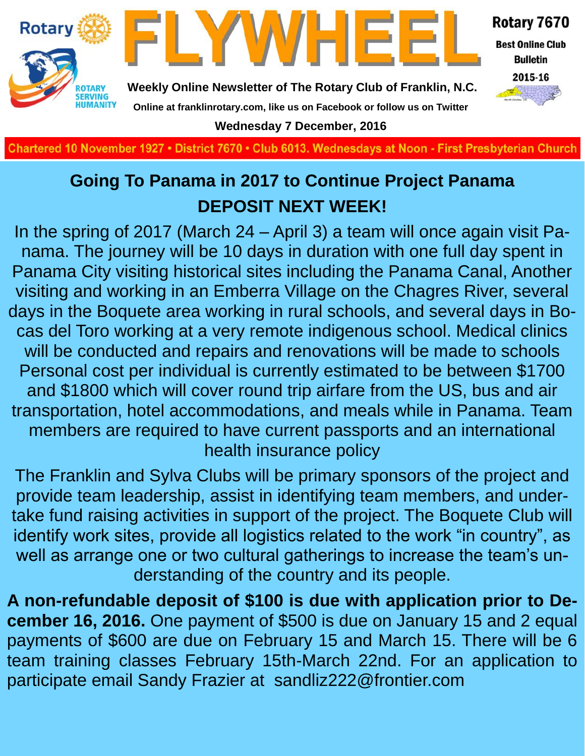## Going To Panama in 2017 to Continue Project Panama

## DEPOSIT NEXT WEEK!

In the spring of 2017 (March 24 – April 3) a team will once again visit Panama. The journey will be 10 days in duration with one full day spent in Panama City visiting historical sites including the Panama Canal, Another visiting and working in an Emberra Village on the Chagres River, several days in the Boquete area working in rural schools, and several days in Bocas del Toro working at a very remote indigenous school. Medical clinics will be conducted and repairs and renovations will be made to schools Personal cost per individual is currently estimated to be between $1700 and $1800 which will cover round trip airfare from the US, bus and air transportation, hotel accommodations, and meals while in Panama. Team members are required to have current passports and an international health insurance policy

The Franklin and Sylva Clubs will be primary sponsors of the project and provide team leadership, assist in identifying team members, and undertake fund raising activities in support of the project. The Boquete Club will identify work sites, provide all logistics related to the work "in country", as well as arrange one or two cultural gatherings to increase the team's understanding of the country and its people.

**A non-refundable deposit of $100 is due with application prior to December 16, 2016.** One payment of $500 is due on January 15 and 2 equal payments of $600 are due on February 15 and March 15. There will be 6 team training classes February 15th-March 22nd. For an application to participate email Sandy Frazier at sandliz222@frontier.com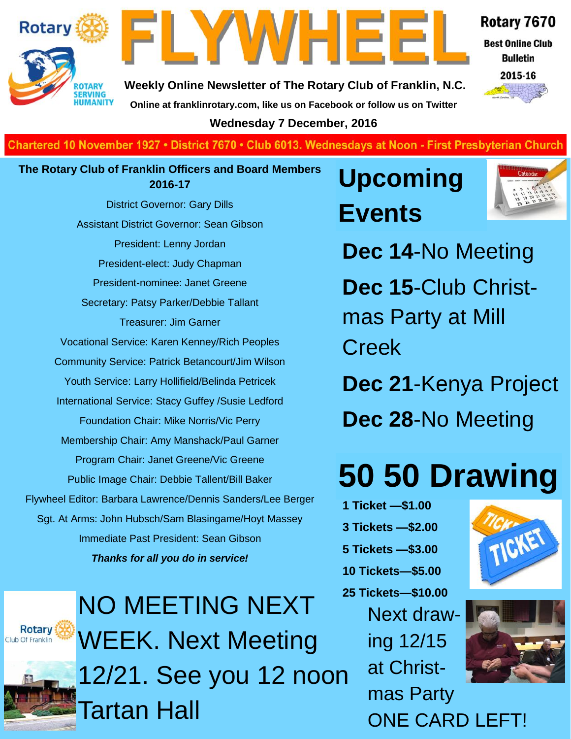Rotary

ROTARY SERVING HUMANITY

# FLYWHEEL

**Rotary 7670**

**Best Online Club Bulletin**

**2015-16**

**Weekly Online Newsletter of The Rotary Club of Franklin, N.C.**

**Online at franklinrotary.com, like us on Facebook or follow us on Twitter**

**Wednesday 7 December, 2016**

Chartered 10 November 1927 • District 7670 • Club 6013. Wednesdays at Noon - First Presbyterian Church

**The Rotary Club of Franklin Officers and Board Members 2016-17**

District Governor: Gary Dills

Assistant District Governor: Sean Gibson

President: Lenny Jordan

President-elect: Judy Chapman

President-nominee: Janet Greene

Secretary: Patsy Parker/Debbie Tallant

Treasurer: Jim Garner

Vocational Service: Karen Kenney/Rich Peoples

Community Service: Patrick Betancourt/Jim Wilson

Youth Service: Larry Hollifield/Belinda Petricek

International Service: Stacy Guffey /Susie Ledford

Foundation Chair: Mike Norris/Vic Perry

Membership Chair: Amy Manshack/Paul Garner

Program Chair: Janet Greene/Vic Greene

Public Image Chair: Debbie Tallent/Bill Baker

Flywheel Editor: Barbara Lawrence/Dennis Sanders/Lee Berger

Sgt. At Arms: John Hubsch/Sam Blasingame/Hoyt Massey

Immediate Past President: Sean Gibson

***Thanks for all you do in service!***

Rotary Club Of Franklin

NO MEETING NEXT WEEK. Next Meeting 12/21. See you 12 noon Tartan Hall

# Upcoming Events

**Dec 14**-No Meeting

**Dec 15**-Club Christmas Party at Mill Creek

**Dec 21**-Kenya Project

**Dec 28**-No Meeting

# 50 50 Drawing

**1 Ticket —$1.00**

**3 Tickets —$2.00**

**5 Tickets —$3.00**

**10 Tickets—$5.00**

**25 Tickets—$10.00**

Next drawing 12/15 at Christmas Party

ONE CARD LEFT!